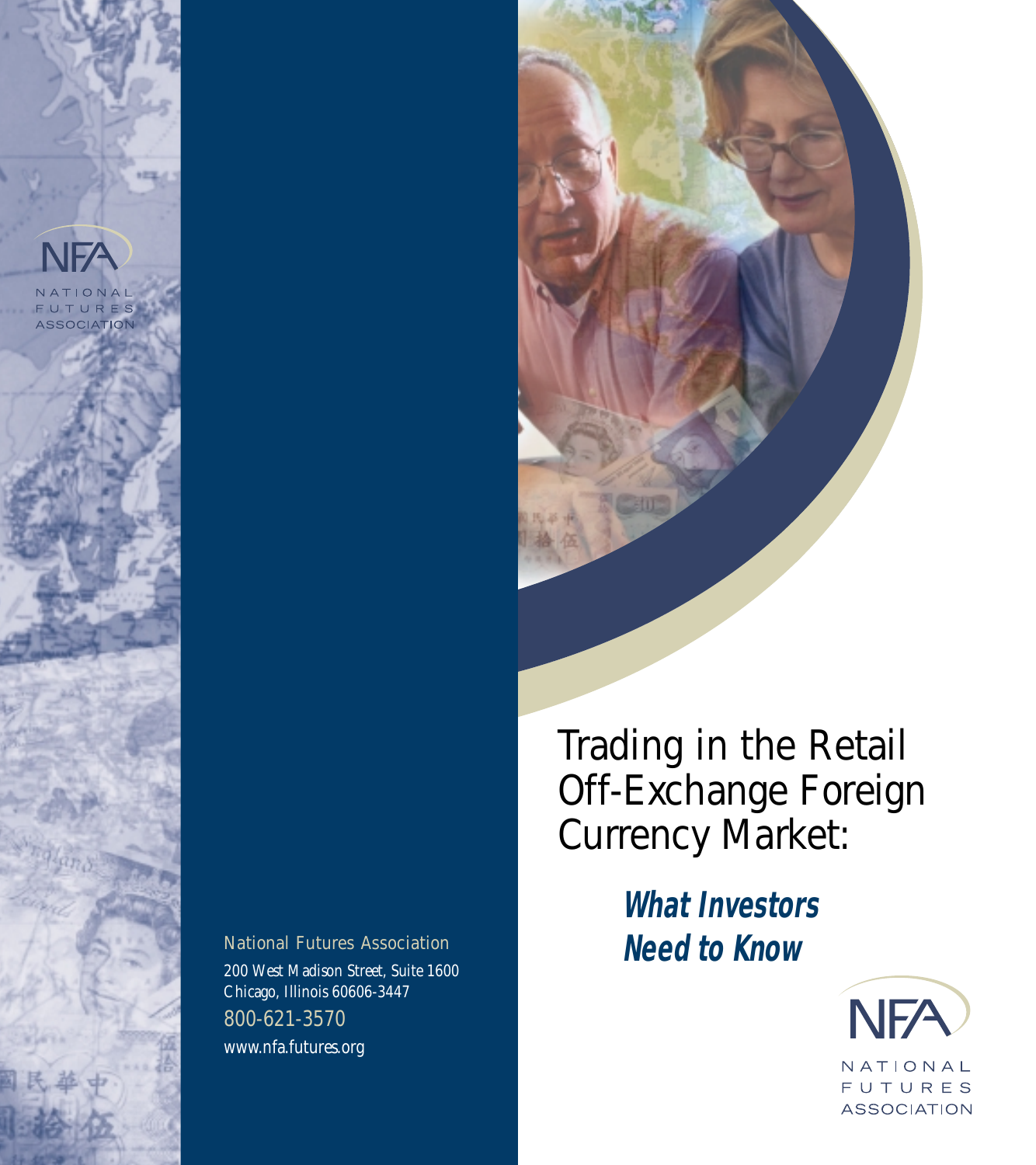NFA

NATIONAL FUTURES ASSOCIATION

# Trading in the Retail Off-Exchange Foreign Currency Market:

## *What Investors Need to Know*

NFA

NATIONAL FUTURES ASSOCIATION

National Futures Association

200 West Madison Street, Suite 1600
Chicago, Illinois 60606-3447

800-621-3570

www.nfa.futures.org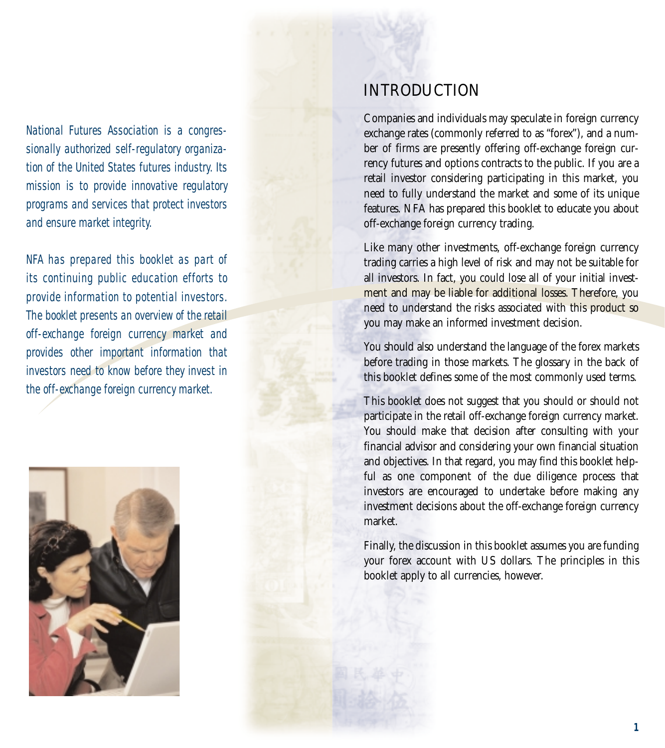*National Futures Association is a congressionally authorized self-regulatory organization of the United States futures industry. Its mission is to provide innovative regulatory programs and services that protect investors and ensure market integrity.*

*NFA has prepared this booklet as part of its continuing public education efforts to provide information to potential investors. The booklet presents an overview of the retail off-exchange foreign currency market and provides other important information that investors need to know before they invest in the off-exchange foreign currency market.*

# INTRODUCTION

Companies and individuals may speculate in foreign currency exchange rates (commonly referred to as "forex"), and a number of firms are presently offering off-exchange foreign currency futures and options contracts to the public. If you are a retail investor considering participating in this market, you need to fully understand the market and some of its unique features. NFA has prepared this booklet to educate you about off-exchange foreign currency trading.

Like many other investments, off-exchange foreign currency trading carries a high level of risk and may not be suitable for all investors. In fact, you could lose all of your initial investment and may be liable for additional losses. Therefore, you need to understand the risks associated with this product so you may make an informed investment decision.

You should also understand the language of the forex markets before trading in those markets. The glossary in the back of this booklet defines some of the most commonly used terms.

This booklet does not suggest that you should or should not participate in the retail off-exchange foreign currency market. You should make that decision after consulting with your financial advisor and considering your own financial situation and objectives. In that regard, you may find this booklet helpful as one component of the due diligence process that investors are encouraged to undertake before making any investment decisions about the off-exchange foreign currency market.

Finally, the discussion in this booklet assumes you are funding your forex account with US dollars. The principles in this booklet apply to all currencies, however.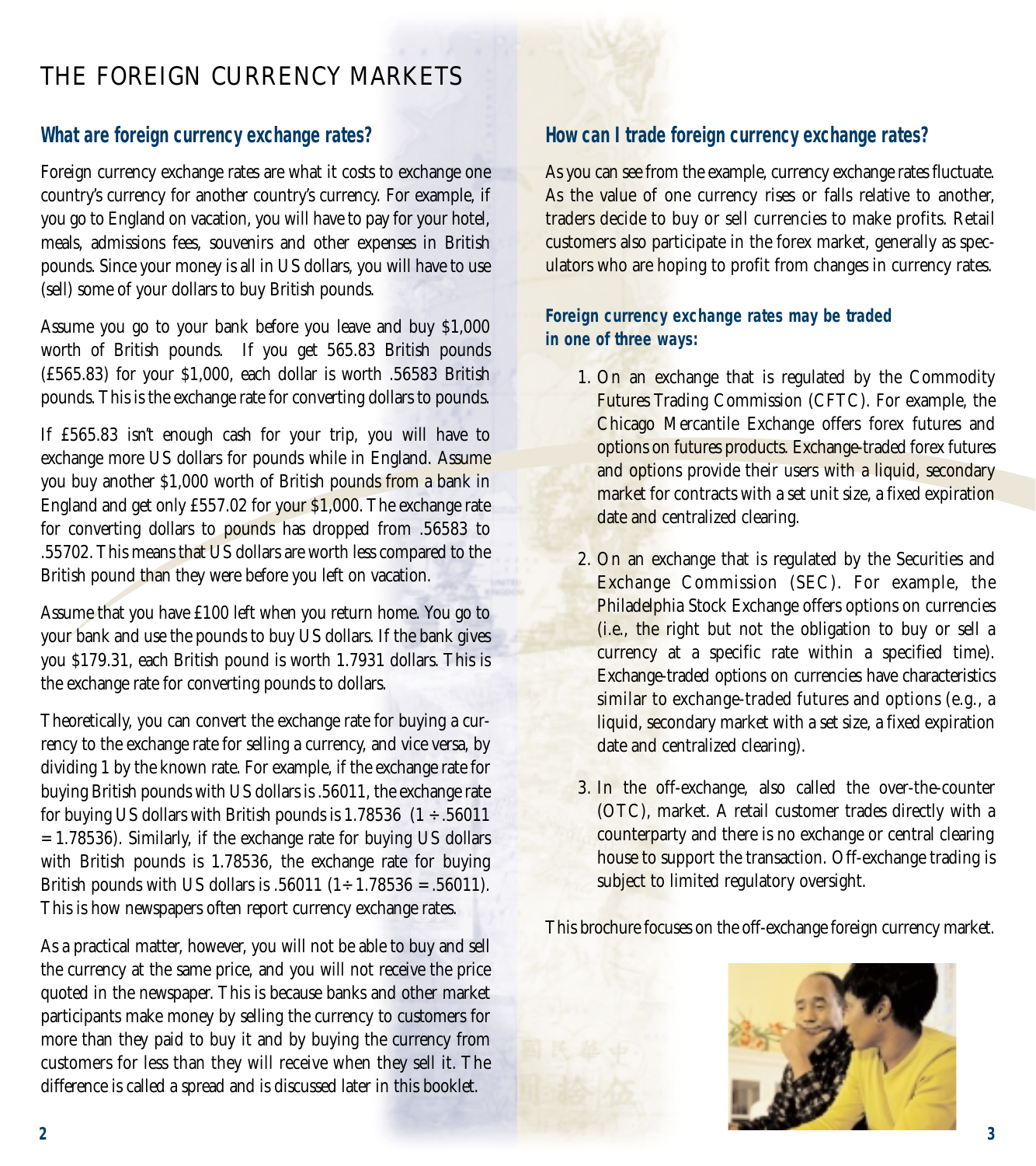# THE FOREIGN CURRENCY MARKETS

## What are foreign currency exchange rates?

Foreign currency exchange rates are what it costs to exchange one country's currency for another country's currency. For example, if you go to England on vacation, you will have to pay for your hotel, meals, admissions fees, souvenirs and other expenses in British pounds. Since your money is all in US dollars, you will have to use (sell) some of your dollars to buy British pounds.

Assume you go to your bank before you leave and buy $1,000 worth of British pounds. If you get 565.83 British pounds (£565.83) for your $1,000, each dollar is worth .56583 British pounds. This is the exchange rate for converting dollars to pounds.

If £565.83 isn't enough cash for your trip, you will have to exchange more US dollars for pounds while in England. Assume you buy another $1,000 worth of British pounds from a bank in England and get only £557.02 for your $1,000. The exchange rate for converting dollars to pounds has dropped from .56583 to .55702. This means that US dollars are worth less compared to the British pound than they were before you left on vacation.

Assume that you have £100 left when you return home. You go to your bank and use the pounds to buy US dollars. If the bank gives you $179.31, each British pound is worth 1.7931 dollars. This is the exchange rate for converting pounds to dollars.

Theoretically, you can convert the exchange rate for buying a currency to the exchange rate for selling a currency, and vice versa, by dividing 1 by the known rate. For example, if the exchange rate for buying British pounds with US dollars is .56011, the exchange rate for buying US dollars with British pounds is 1.78536 (1 ÷ .56011 = 1.78536). Similarly, if the exchange rate for buying US dollars with British pounds is 1.78536, the exchange rate for buying British pounds with US dollars is .56011 (1÷ 1.78536 = .56011). This is how newspapers often report currency exchange rates.

As a practical matter, however, you will not be able to buy and sell the currency at the same price, and you will not receive the price quoted in the newspaper. This is because banks and other market participants make money by selling the currency to customers for more than they paid to buy it and by buying the currency from customers for less than they will receive when they sell it. The difference is called a spread and is discussed later in this booklet.

## How can I trade foreign currency exchange rates?

As you can see from the example, currency exchange rates fluctuate. As the value of one currency rises or falls relative to another, traders decide to buy or sell currencies to make profits. Retail customers also participate in the forex market, generally as speculators who are hoping to profit from changes in currency rates.

### Foreign currency exchange rates may be traded in one of three ways:

1. On an exchange that is regulated by the Commodity Futures Trading Commission (CFTC). For example, the Chicago Mercantile Exchange offers forex futures and options on futures products. Exchange-traded forex futures and options provide their users with a liquid, secondary market for contracts with a set unit size, a fixed expiration date and centralized clearing.

2. On an exchange that is regulated by the Securities and Exchange Commission (SEC). For example, the Philadelphia Stock Exchange offers options on currencies (i.e., the right but not the obligation to buy or sell a currency at a specific rate within a specified time). Exchange-traded options on currencies have characteristics similar to exchange-traded futures and options (e.g., a liquid, secondary market with a set size, a fixed expiration date and centralized clearing).

3. In the off-exchange, also called the over-the-counter (OTC), market. A retail customer trades directly with a counterparty and there is no exchange or central clearing house to support the transaction. Off-exchange trading is subject to limited regulatory oversight.

This brochure focuses on the off-exchange foreign currency market.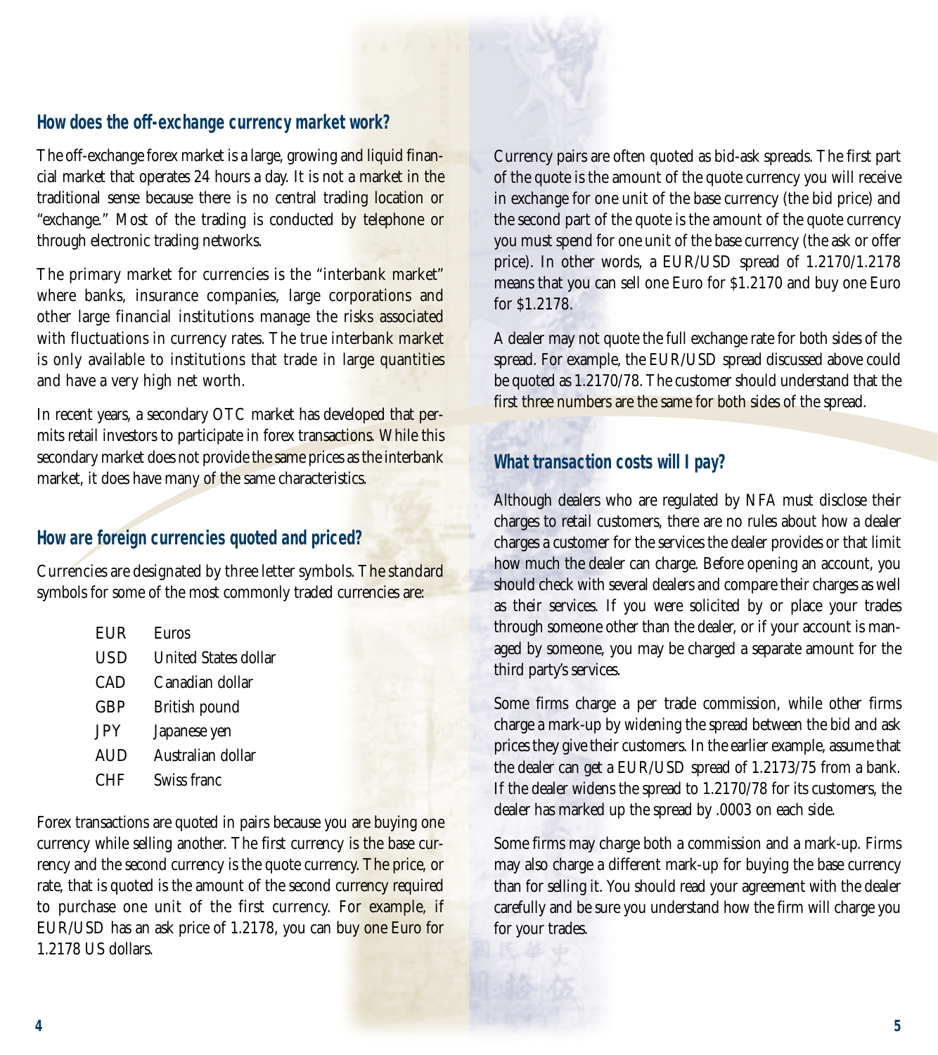## How does the off-exchange currency market work?

The off-exchange forex market is a large, growing and liquid financial market that operates 24 hours a day. It is not a market in the traditional sense because there is no central trading location or "exchange." Most of the trading is conducted by telephone or through electronic trading networks.

The primary market for currencies is the "interbank market" where banks, insurance companies, large corporations and other large financial institutions manage the risks associated with fluctuations in currency rates. The true interbank market is only available to institutions that trade in large quantities and have a very high net worth.

In recent years, a secondary OTC market has developed that permits retail investors to participate in forex transactions. While this secondary market does not provide the same prices as the interbank market, it does have many of the same characteristics.

## How are foreign currencies quoted and priced?

Currencies are designated by three letter symbols. The standard symbols for some of the most commonly traded currencies are:

| | |
|---|---|
| EUR | Euros |
| USD | United States dollar |
| CAD | Canadian dollar |
| GBP | British pound |
| JPY | Japanese yen |
| AUD | Australian dollar |
| CHF | Swiss franc |

Forex transactions are quoted in pairs because you are buying one currency while selling another. The first currency is the base currency and the second currency is the quote currency. The price, or rate, that is quoted is the amount of the second currency required to purchase one unit of the first currency. For example, if EUR/USD has an ask price of 1.2178, you can buy one Euro for 1.2178 US dollars.

Currency pairs are often quoted as bid-ask spreads. The first part of the quote is the amount of the quote currency you will receive in exchange for one unit of the base currency (the bid price) and the second part of the quote is the amount of the quote currency you must spend for one unit of the base currency (the ask or offer price). In other words, a EUR/USD spread of 1.2170/1.2178 means that you can sell one Euro for $1.2170 and buy one Euro for $1.2178.

A dealer may not quote the full exchange rate for both sides of the spread. For example, the EUR/USD spread discussed above could be quoted as 1.2170/78. The customer should understand that the first three numbers are the same for both sides of the spread.

## What transaction costs will I pay?

Although dealers who are regulated by NFA must disclose their charges to retail customers, there are no rules about how a dealer charges a customer for the services the dealer provides or that limit how much the dealer can charge. Before opening an account, you should check with several dealers and compare their charges as well as their services. If you were solicited by or place your trades through someone other than the dealer, or if your account is managed by someone, you may be charged a separate amount for the third party's services.

Some firms charge a per trade commission, while other firms charge a mark-up by widening the spread between the bid and ask prices they give their customers. In the earlier example, assume that the dealer can get a EUR/USD spread of 1.2173/75 from a bank. If the dealer widens the spread to 1.2170/78 for its customers, the dealer has marked up the spread by .0003 on each side.

Some firms may charge both a commission and a mark-up. Firms may also charge a different mark-up for buying the base currency than for selling it. You should read your agreement with the dealer carefully and be sure you understand how the firm will charge you for your trades.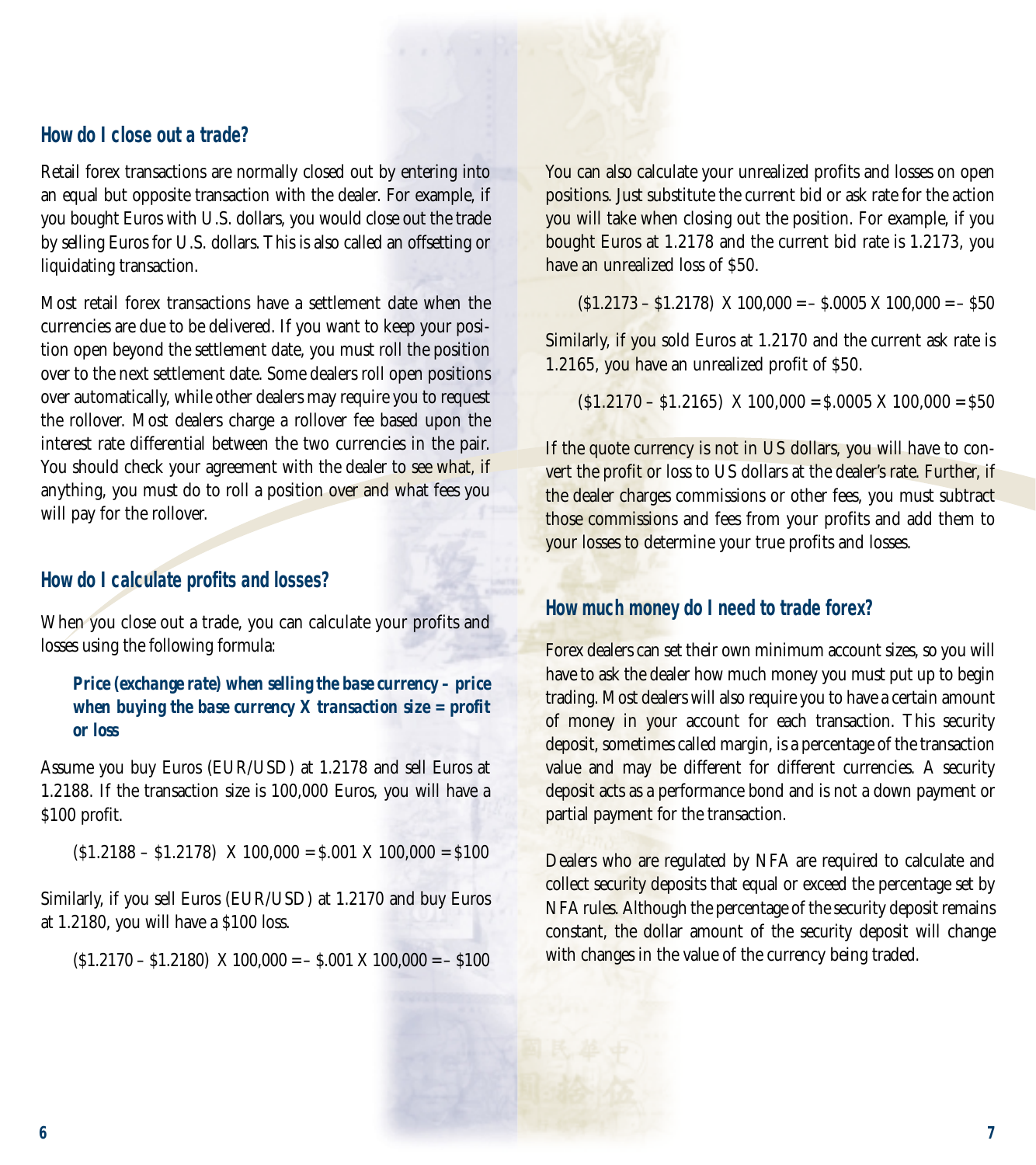## How do I close out a trade?

Retail forex transactions are normally closed out by entering into an equal but opposite transaction with the dealer. For example, if you bought Euros with U.S. dollars, you would close out the trade by selling Euros for U.S. dollars. This is also called an offsetting or liquidating transaction.

Most retail forex transactions have a settlement date when the currencies are due to be delivered. If you want to keep your position open beyond the settlement date, you must roll the position over to the next settlement date. Some dealers roll open positions over automatically, while other dealers may require you to request the rollover. Most dealers charge a rollover fee based upon the interest rate differential between the two currencies in the pair. You should check your agreement with the dealer to see what, if anything, you must do to roll a position over and what fees you will pay for the rollover.

## How do I calculate profits and losses?

When you close out a trade, you can calculate your profits and losses using the following formula:

> **Price (exchange rate) when selling the base currency – price when buying the base currency X transaction size = profit or loss**

Assume you buy Euros (EUR/USD) at 1.2178 and sell Euros at 1.2188. If the transaction size is 100,000 Euros, you will have a $100 profit.

> ($1.2188 – $1.2178) X 100,000 = $.001 X 100,000 = $100

Similarly, if you sell Euros (EUR/USD) at 1.2170 and buy Euros at 1.2180, you will have a $100 loss.

> ($1.2170 – $1.2180) X 100,000 = – $.001 X 100,000 = – $100

You can also calculate your unrealized profits and losses on open positions. Just substitute the current bid or ask rate for the action you will take when closing out the position. For example, if you bought Euros at 1.2178 and the current bid rate is 1.2173, you have an unrealized loss of $50.

> ($1.2173 – $1.2178) X 100,000 = – $.0005 X 100,000 = – $50

Similarly, if you sold Euros at 1.2170 and the current ask rate is 1.2165, you have an unrealized profit of $50.

> ($1.2170 – $1.2165) X 100,000 = $.0005 X 100,000 = $50

If the quote currency is not in US dollars, you will have to convert the profit or loss to US dollars at the dealer's rate. Further, if the dealer charges commissions or other fees, you must subtract those commissions and fees from your profits and add them to your losses to determine your true profits and losses.

## How much money do I need to trade forex?

Forex dealers can set their own minimum account sizes, so you will have to ask the dealer how much money you must put up to begin trading. Most dealers will also require you to have a certain amount of money in your account for each transaction. This security deposit, sometimes called margin, is a percentage of the transaction value and may be different for different currencies. A security deposit acts as a performance bond and is not a down payment or partial payment for the transaction.

Dealers who are regulated by NFA are required to calculate and collect security deposits that equal or exceed the percentage set by NFA rules. Although the percentage of the security deposit remains constant, the dollar amount of the security deposit will change with changes in the value of the currency being traded.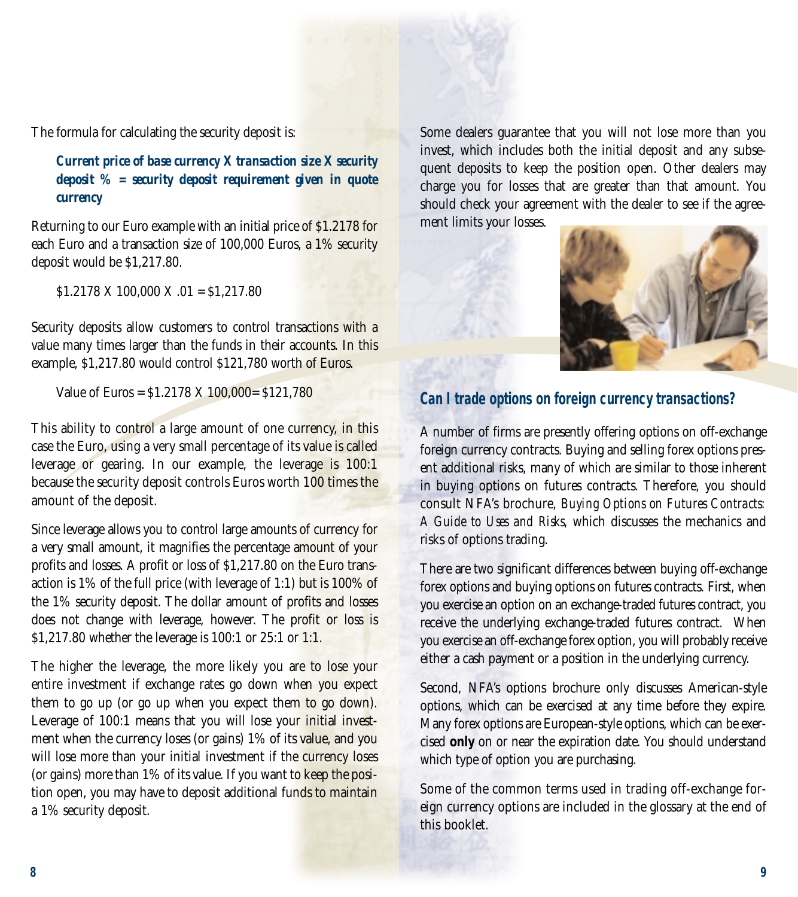The formula for calculating the security deposit is:

> ***Current price of base currency X transaction size X security deposit % = security deposit requirement given in quote currency***

Returning to our Euro example with an initial price of $1.2178 for each Euro and a transaction size of 100,000 Euros, a 1% security deposit would be $1,217.80.

> $1.2178 X 100,000 X .01 = $1,217.80

Security deposits allow customers to control transactions with a value many times larger than the funds in their accounts. In this example, $1,217.80 would control $121,780 worth of Euros.

> Value of Euros = $1.2178 X 100,000= $121,780

This ability to control a large amount of one currency, in this case the Euro, using a very small percentage of its value is called leverage or gearing. In our example, the leverage is 100:1 because the security deposit controls Euros worth 100 times the amount of the deposit.

Since leverage allows you to control large amounts of currency for a very small amount, it magnifies the percentage amount of your profits and losses. A profit or loss of $1,217.80 on the Euro transaction is 1% of the full price (with leverage of 1:1) but is 100% of the 1% security deposit. The dollar amount of profits and losses does not change with leverage, however. The profit or loss is $1,217.80 whether the leverage is 100:1 or 25:1 or 1:1.

The higher the leverage, the more likely you are to lose your entire investment if exchange rates go down when you expect them to go up (or go up when you expect them to go down). Leverage of 100:1 means that you will lose your initial investment when the currency loses (or gains) 1% of its value, and you will lose more than your initial investment if the currency loses (or gains) more than 1% of its value. If you want to keep the position open, you may have to deposit additional funds to maintain a 1% security deposit.

Some dealers guarantee that you will not lose more than you invest, which includes both the initial deposit and any subsequent deposits to keep the position open. Other dealers may charge you for losses that are greater than that amount. You should check your agreement with the dealer to see if the agreement limits your losses.

## Can I trade options on foreign currency transactions?

A number of firms are presently offering options on off-exchange foreign currency contracts. Buying and selling forex options present additional risks, many of which are similar to those inherent in buying options on futures contracts. Therefore, you should consult NFA's brochure, *Buying Options on Futures Contracts: A Guide to Uses and Risks*, which discusses the mechanics and risks of options trading.

There are two significant differences between buying off-exchange forex options and buying options on futures contracts. First, when you exercise an option on an exchange-traded futures contract, you receive the underlying exchange-traded futures contract. When you exercise an off-exchange forex option, you will probably receive either a cash payment or a position in the underlying currency.

Second, NFA's options brochure only discusses American-style options, which can be exercised at any time before they expire. Many forex options are European-style options, which can be exercised **only** on or near the expiration date. You should understand which type of option you are purchasing.

Some of the common terms used in trading off-exchange foreign currency options are included in the glossary at the end of this booklet.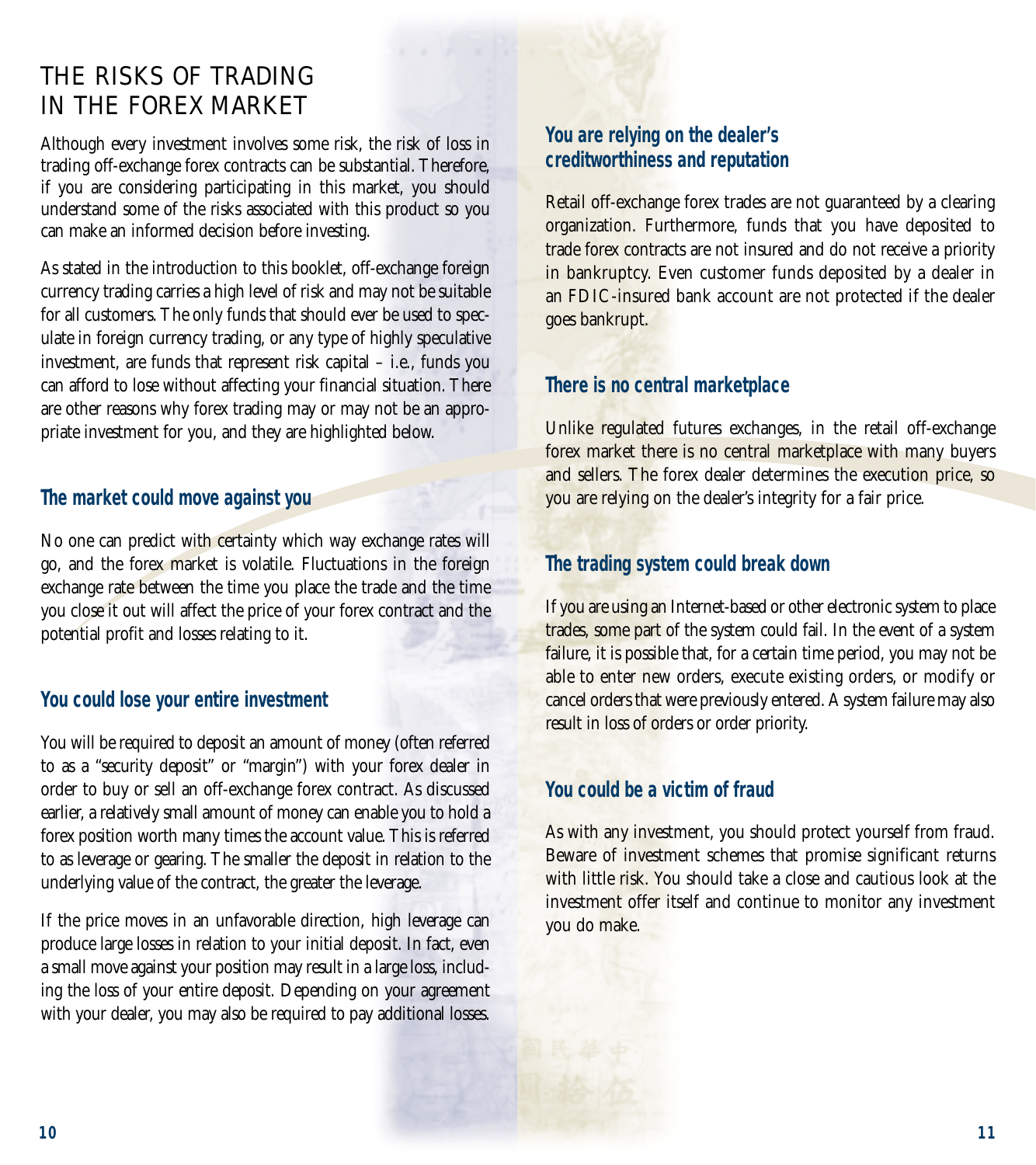# THE RISKS OF TRADING IN THE FOREX MARKET

Although every investment involves some risk, the risk of loss in trading off-exchange forex contracts can be substantial. Therefore, if you are considering participating in this market, you should understand some of the risks associated with this product so you can make an informed decision before investing.

As stated in the introduction to this booklet, off-exchange foreign currency trading carries a high level of risk and may not be suitable for all customers. The only funds that should ever be used to speculate in foreign currency trading, or any type of highly speculative investment, are funds that represent risk capital – i.e., funds you can afford to lose without affecting your financial situation. There are other reasons why forex trading may or may not be an appropriate investment for you, and they are highlighted below.

## The market could move against you

No one can predict with certainty which way exchange rates will go, and the forex market is volatile. Fluctuations in the foreign exchange rate between the time you place the trade and the time you close it out will affect the price of your forex contract and the potential profit and losses relating to it.

## You could lose your entire investment

You will be required to deposit an amount of money (often referred to as a "security deposit" or "margin") with your forex dealer in order to buy or sell an off-exchange forex contract. As discussed earlier, a relatively small amount of money can enable you to hold a forex position worth many times the account value. This is referred to as leverage or gearing. The smaller the deposit in relation to the underlying value of the contract, the greater the leverage.

If the price moves in an unfavorable direction, high leverage can produce large losses in relation to your initial deposit. In fact, even a small move against your position may result in a large loss, including the loss of your entire deposit. Depending on your agreement with your dealer, you may also be required to pay additional losses.

## You are relying on the dealer's creditworthiness and reputation

Retail off-exchange forex trades are not guaranteed by a clearing organization. Furthermore, funds that you have deposited to trade forex contracts are not insured and do not receive a priority in bankruptcy. Even customer funds deposited by a dealer in an FDIC-insured bank account are not protected if the dealer goes bankrupt.

## There is no central marketplace

Unlike regulated futures exchanges, in the retail off-exchange forex market there is no central marketplace with many buyers and sellers. The forex dealer determines the execution price, so you are relying on the dealer's integrity for a fair price.

## The trading system could break down

If you are using an Internet-based or other electronic system to place trades, some part of the system could fail. In the event of a system failure, it is possible that, for a certain time period, you may not be able to enter new orders, execute existing orders, or modify or cancel orders that were previously entered. A system failure may also result in loss of orders or order priority.

## You could be a victim of fraud

As with any investment, you should protect yourself from fraud. Beware of investment schemes that promise significant returns with little risk. You should take a close and cautious look at the investment offer itself and continue to monitor any investment you do make.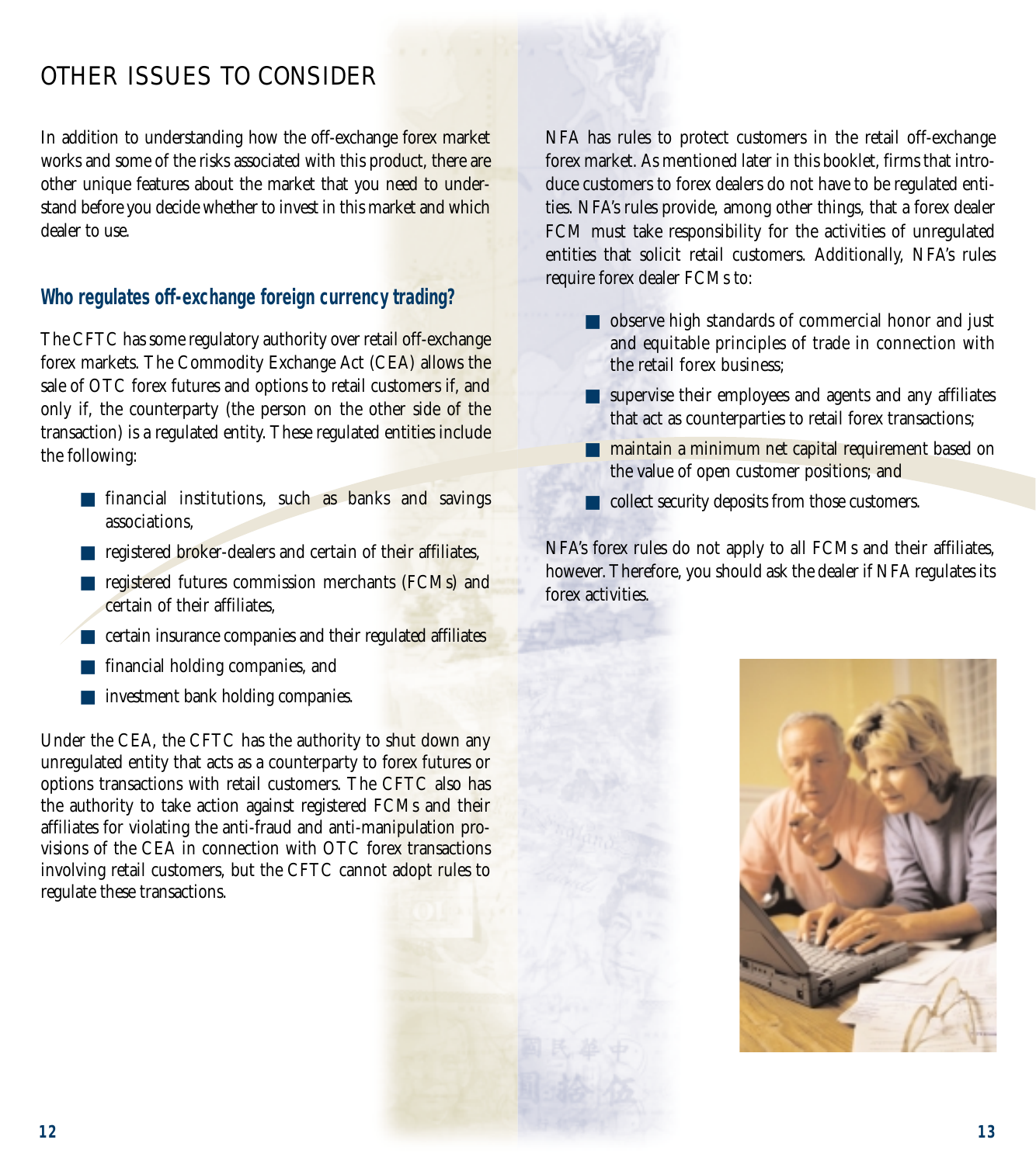# OTHER ISSUES TO CONSIDER

In addition to understanding how the off-exchange forex market works and some of the risks associated with this product, there are other unique features about the market that you need to understand before you decide whether to invest in this market and which dealer to use.

## Who regulates off-exchange foreign currency trading?

The CFTC has some regulatory authority over retail off-exchange forex markets. The Commodity Exchange Act (CEA) allows the sale of OTC forex futures and options to retail customers if, and only if, the counterparty (the person on the other side of the transaction) is a regulated entity. These regulated entities include the following:

- financial institutions, such as banks and savings associations,
- registered broker-dealers and certain of their affiliates,
- registered futures commission merchants (FCMs) and certain of their affiliates,
- certain insurance companies and their regulated affiliates
- financial holding companies, and
- investment bank holding companies.

Under the CEA, the CFTC has the authority to shut down any unregulated entity that acts as a counterparty to forex futures or options transactions with retail customers. The CFTC also has the authority to take action against registered FCMs and their affiliates for violating the anti-fraud and anti-manipulation provisions of the CEA in connection with OTC forex transactions involving retail customers, but the CFTC cannot adopt rules to regulate these transactions.

NFA has rules to protect customers in the retail off-exchange forex market. As mentioned later in this booklet, firms that introduce customers to forex dealers do not have to be regulated entities. NFA's rules provide, among other things, that a forex dealer FCM must take responsibility for the activities of unregulated entities that solicit retail customers. Additionally, NFA's rules require forex dealer FCMs to:

- observe high standards of commercial honor and just and equitable principles of trade in connection with the retail forex business;
- supervise their employees and agents and any affiliates that act as counterparties to retail forex transactions;
- maintain a minimum net capital requirement based on the value of open customer positions; and
- collect security deposits from those customers.

NFA's forex rules do not apply to all FCMs and their affiliates, however. Therefore, you should ask the dealer if NFA regulates its forex activities.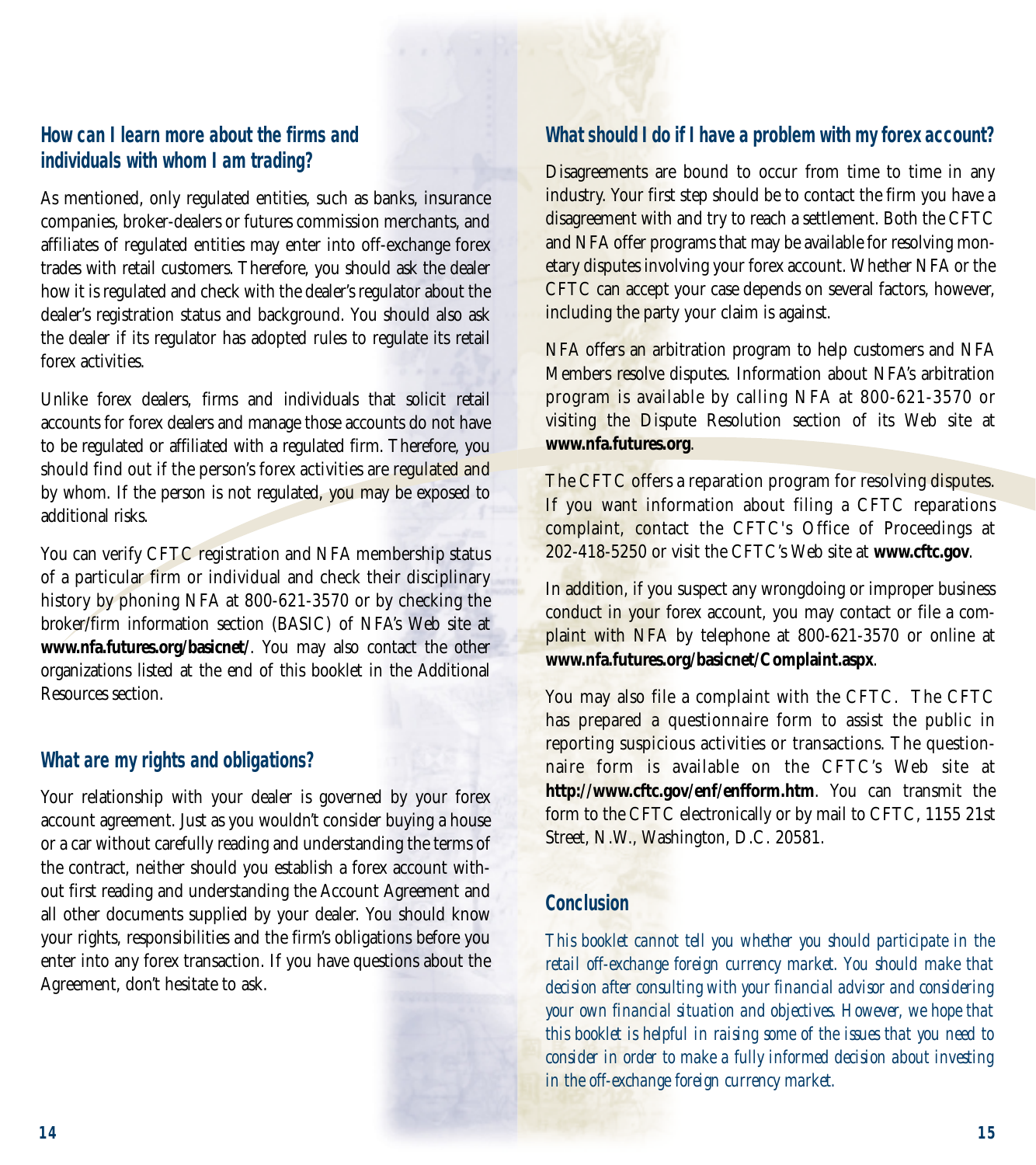## How can I learn more about the firms and individuals with whom I am trading?

As mentioned, only regulated entities, such as banks, insurance companies, broker-dealers or futures commission merchants, and affiliates of regulated entities may enter into off-exchange forex trades with retail customers. Therefore, you should ask the dealer how it is regulated and check with the dealer's regulator about the dealer's registration status and background. You should also ask the dealer if its regulator has adopted rules to regulate its retail forex activities.

Unlike forex dealers, firms and individuals that solicit retail accounts for forex dealers and manage those accounts do not have to be regulated or affiliated with a regulated firm. Therefore, you should find out if the person's forex activities are regulated and by whom. If the person is not regulated, you may be exposed to additional risks.

You can verify CFTC registration and NFA membership status of a particular firm or individual and check their disciplinary history by phoning NFA at 800-621-3570 or by checking the broker/firm information section (BASIC) of NFA's Web site at **www.nfa.futures.org/basicnet/**. You may also contact the other organizations listed at the end of this booklet in the Additional Resources section.

## What are my rights and obligations?

Your relationship with your dealer is governed by your forex account agreement. Just as you wouldn't consider buying a house or a car without carefully reading and understanding the terms of the contract, neither should you establish a forex account without first reading and understanding the Account Agreement and all other documents supplied by your dealer. You should know your rights, responsibilities and the firm's obligations before you enter into any forex transaction. If you have questions about the Agreement, don't hesitate to ask.

## What should I do if I have a problem with my forex account?

Disagreements are bound to occur from time to time in any industry. Your first step should be to contact the firm you have a disagreement with and try to reach a settlement. Both the CFTC and NFA offer programs that may be available for resolving monetary disputes involving your forex account. Whether NFA or the CFTC can accept your case depends on several factors, however, including the party your claim is against.

NFA offers an arbitration program to help customers and NFA Members resolve disputes. Information about NFA's arbitration program is available by calling NFA at 800-621-3570 or visiting the Dispute Resolution section of its Web site at **www.nfa.futures.org**.

The CFTC offers a reparation program for resolving disputes. If you want information about filing a CFTC reparations complaint, contact the CFTC's Office of Proceedings at 202-418-5250 or visit the CFTC's Web site at **www.cftc.gov**.

In addition, if you suspect any wrongdoing or improper business conduct in your forex account, you may contact or file a complaint with NFA by telephone at 800-621-3570 or online at **www.nfa.futures.org/basicnet/Complaint.aspx**.

You may also file a complaint with the CFTC. The CFTC has prepared a questionnaire form to assist the public in reporting suspicious activities or transactions. The questionnaire form is available on the CFTC's Web site at **http://www.cftc.gov/enf/enfform.htm**. You can transmit the form to the CFTC electronically or by mail to CFTC, 1155 21st Street, N.W., Washington, D.C. 20581.

## Conclusion

*This booklet cannot tell you whether you should participate in the retail off-exchange foreign currency market. You should make that decision after consulting with your financial advisor and considering your own financial situation and objectives. However, we hope that this booklet is helpful in raising some of the issues that you need to consider in order to make a fully informed decision about investing in the off-exchange foreign currency market.*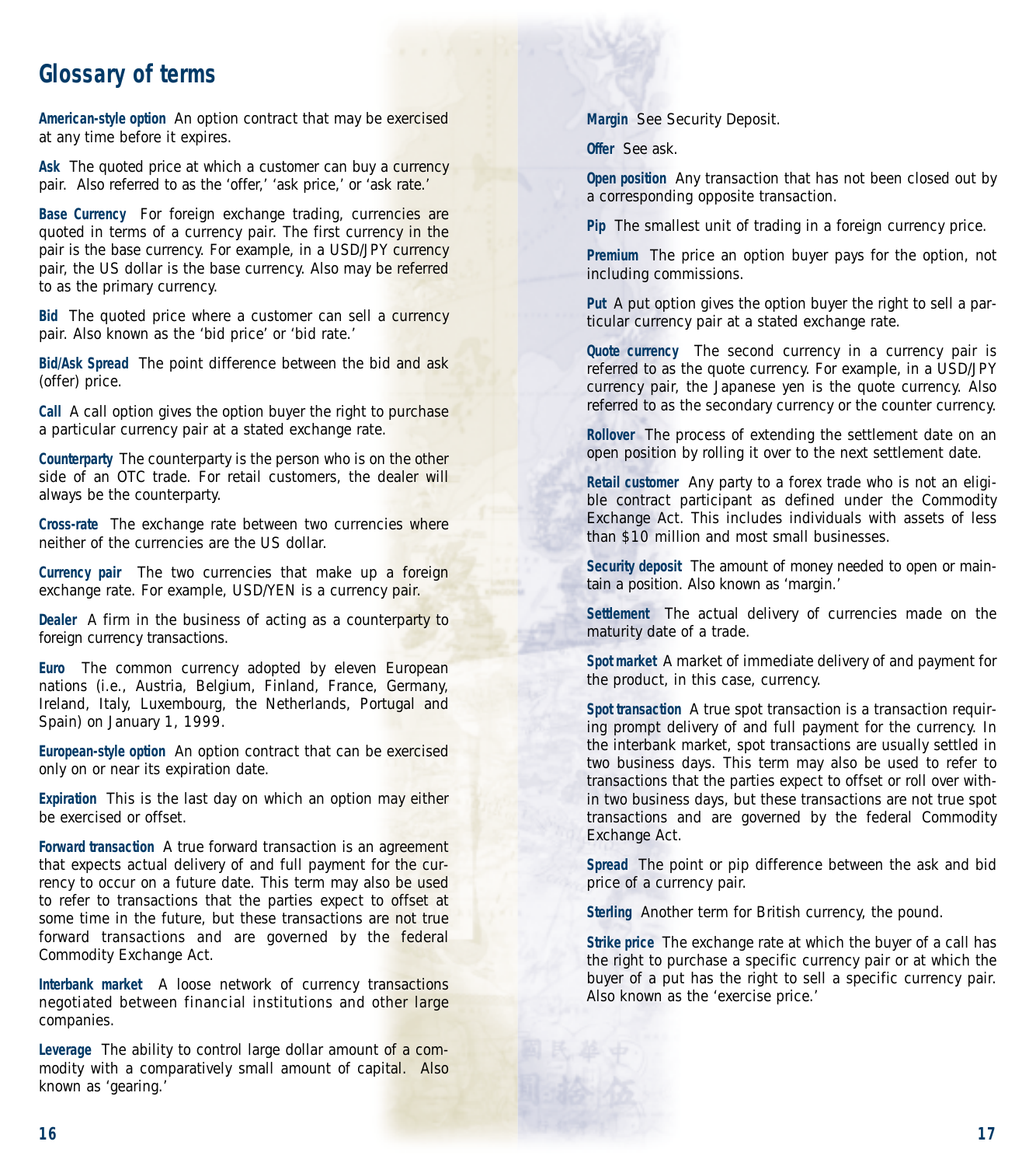# Glossary of terms

**American-style option** An option contract that may be exercised at any time before it expires.

**Ask** The quoted price at which a customer can buy a currency pair. Also referred to as the 'offer,' 'ask price,' or 'ask rate.'

**Base Currency** For foreign exchange trading, currencies are quoted in terms of a currency pair. The first currency in the pair is the base currency. For example, in a USD/JPY currency pair, the US dollar is the base currency. Also may be referred to as the primary currency.

**Bid** The quoted price where a customer can sell a currency pair. Also known as the 'bid price' or 'bid rate.'

**Bid/Ask Spread** The point difference between the bid and ask (offer) price.

**Call** A call option gives the option buyer the right to purchase a particular currency pair at a stated exchange rate.

**Counterparty** The counterparty is the person who is on the other side of an OTC trade. For retail customers, the dealer will always be the counterparty.

**Cross-rate** The exchange rate between two currencies where neither of the currencies are the US dollar.

**Currency pair** The two currencies that make up a foreign exchange rate. For example, USD/YEN is a currency pair.

**Dealer** A firm in the business of acting as a counterparty to foreign currency transactions.

**Euro** The common currency adopted by eleven European nations (i.e., Austria, Belgium, Finland, France, Germany, Ireland, Italy, Luxembourg, the Netherlands, Portugal and Spain) on January 1, 1999.

**European-style option** An option contract that can be exercised only on or near its expiration date.

**Expiration** This is the last day on which an option may either be exercised or offset.

**Forward transaction** A true forward transaction is an agreement that expects actual delivery of and full payment for the currency to occur on a future date. This term may also be used to refer to transactions that the parties expect to offset at some time in the future, but these transactions are not true forward transactions and are governed by the federal Commodity Exchange Act.

**Interbank market** A loose network of currency transactions negotiated between financial institutions and other large companies.

**Leverage** The ability to control large dollar amount of a commodity with a comparatively small amount of capital. Also known as 'gearing.'

**Margin** See Security Deposit.

**Offer** See ask.

**Open position** Any transaction that has not been closed out by a corresponding opposite transaction.

**Pip** The smallest unit of trading in a foreign currency price.

**Premium** The price an option buyer pays for the option, not including commissions.

**Put** A put option gives the option buyer the right to sell a particular currency pair at a stated exchange rate.

**Quote currency** The second currency in a currency pair is referred to as the quote currency. For example, in a USD/JPY currency pair, the Japanese yen is the quote currency. Also referred to as the secondary currency or the counter currency.

**Rollover** The process of extending the settlement date on an open position by rolling it over to the next settlement date.

**Retail customer** Any party to a forex trade who is not an eligible contract participant as defined under the Commodity Exchange Act. This includes individuals with assets of less than $10 million and most small businesses.

**Security deposit** The amount of money needed to open or maintain a position. Also known as 'margin.'

**Settlement** The actual delivery of currencies made on the maturity date of a trade.

**Spot market** A market of immediate delivery of and payment for the product, in this case, currency.

**Spot transaction** A true spot transaction is a transaction requiring prompt delivery of and full payment for the currency. In the interbank market, spot transactions are usually settled in two business days. This term may also be used to refer to transactions that the parties expect to offset or roll over within two business days, but these transactions are not true spot transactions and are governed by the federal Commodity Exchange Act.

**Spread** The point or pip difference between the ask and bid price of a currency pair.

**Sterling** Another term for British currency, the pound.

**Strike price** The exchange rate at which the buyer of a call has the right to purchase a specific currency pair or at which the buyer of a put has the right to sell a specific currency pair. Also known as the 'exercise price.'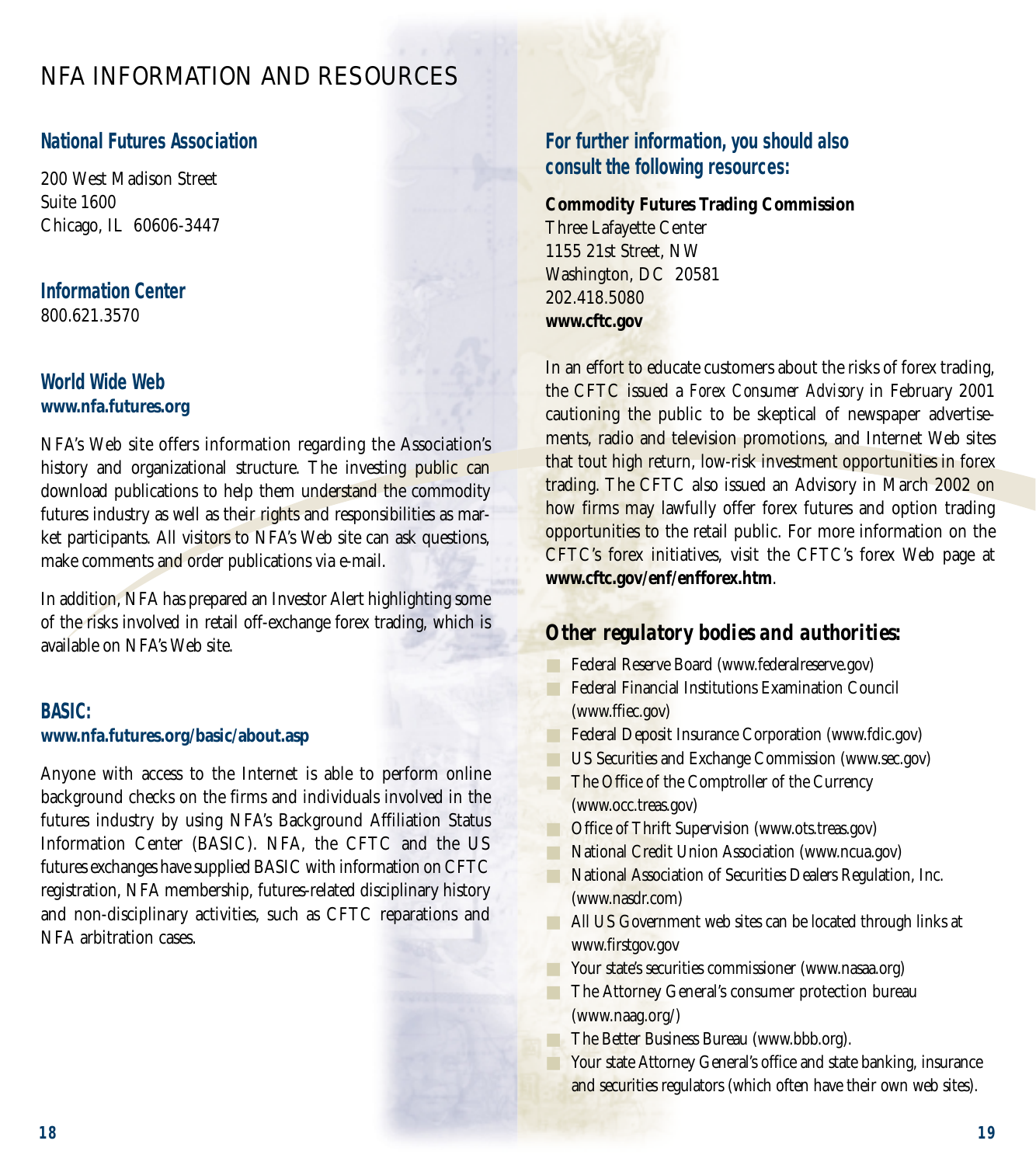# NFA INFORMATION AND RESOURCES

## National Futures Association

200 West Madison Street
Suite 1600
Chicago, IL 60606-3447

## Information Center

800.621.3570

## World Wide Web

**www.nfa.futures.org**

NFA's Web site offers information regarding the Association's history and organizational structure. The investing public can download publications to help them understand the commodity futures industry as well as their rights and responsibilities as market participants. All visitors to NFA's Web site can ask questions, make comments and order publications via e-mail.

In addition, NFA has prepared an Investor Alert highlighting some of the risks involved in retail off-exchange forex trading, which is available on NFA's Web site.

## BASIC:

**www.nfa.futures.org/basic/about.asp**

Anyone with access to the Internet is able to perform online background checks on the firms and individuals involved in the futures industry by using NFA's Background Affiliation Status Information Center (BASIC). NFA, the CFTC and the US futures exchanges have supplied BASIC with information on CFTC registration, NFA membership, futures-related disciplinary history and non-disciplinary activities, such as CFTC reparations and NFA arbitration cases.

## For further information, you should also consult the following resources:

**Commodity Futures Trading Commission**
Three Lafayette Center
1155 21st Street, NW
Washington, DC 20581
202.418.5080
**www.cftc.gov**

In an effort to educate customers about the risks of forex trading, the CFTC issued a *Forex Consumer Advisory* in February 2001 cautioning the public to be skeptical of newspaper advertisements, radio and television promotions, and Internet Web sites that tout high return, low-risk investment opportunities in forex trading. The CFTC also issued an Advisory in March 2002 on how firms may lawfully offer forex futures and option trading opportunities to the retail public. For more information on the CFTC's forex initiatives, visit the CFTC's forex Web page at **www.cftc.gov/enf/enfforex.htm**.

## *Other regulatory bodies and authorities:*

- Federal Reserve Board (www.federalreserve.gov)
- Federal Financial Institutions Examination Council (www.ffiec.gov)
- Federal Deposit Insurance Corporation (www.fdic.gov)
- US Securities and Exchange Commission (www.sec.gov)
- The Office of the Comptroller of the Currency (www.occ.treas.gov)
- Office of Thrift Supervision (www.ots.treas.gov)
- National Credit Union Association (www.ncua.gov)
- National Association of Securities Dealers Regulation, Inc. (www.nasdr.com)
- All US Government web sites can be located through links at www.firstgov.gov
- Your state's securities commissioner (www.nasaa.org)
- The Attorney General's consumer protection bureau (www.naag.org/)
- The Better Business Bureau (www.bbb.org).
- Your state Attorney General's office and state banking, insurance and securities regulators (which often have their own web sites).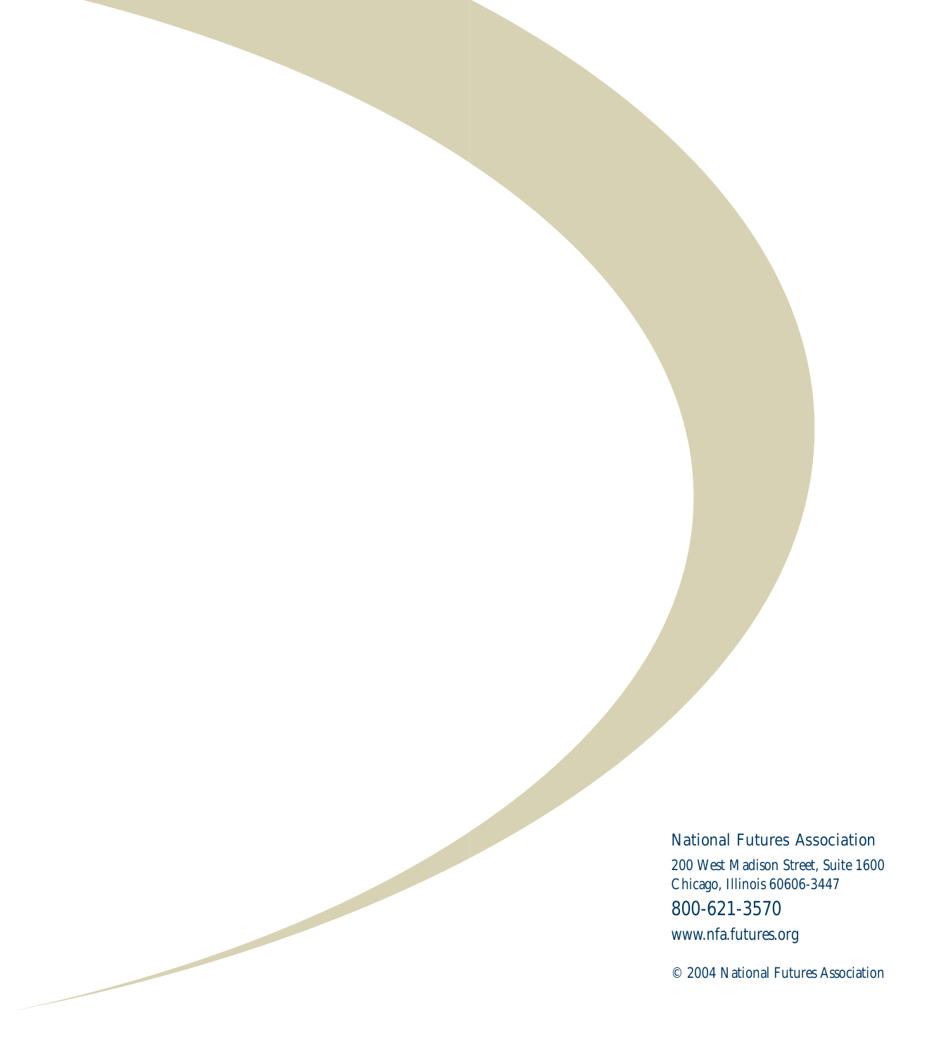National Futures Association

200 West Madison Street, Suite 1600
Chicago, Illinois 60606-3447

800-621-3570

www.nfa.futures.org

© 2004 National Futures Association